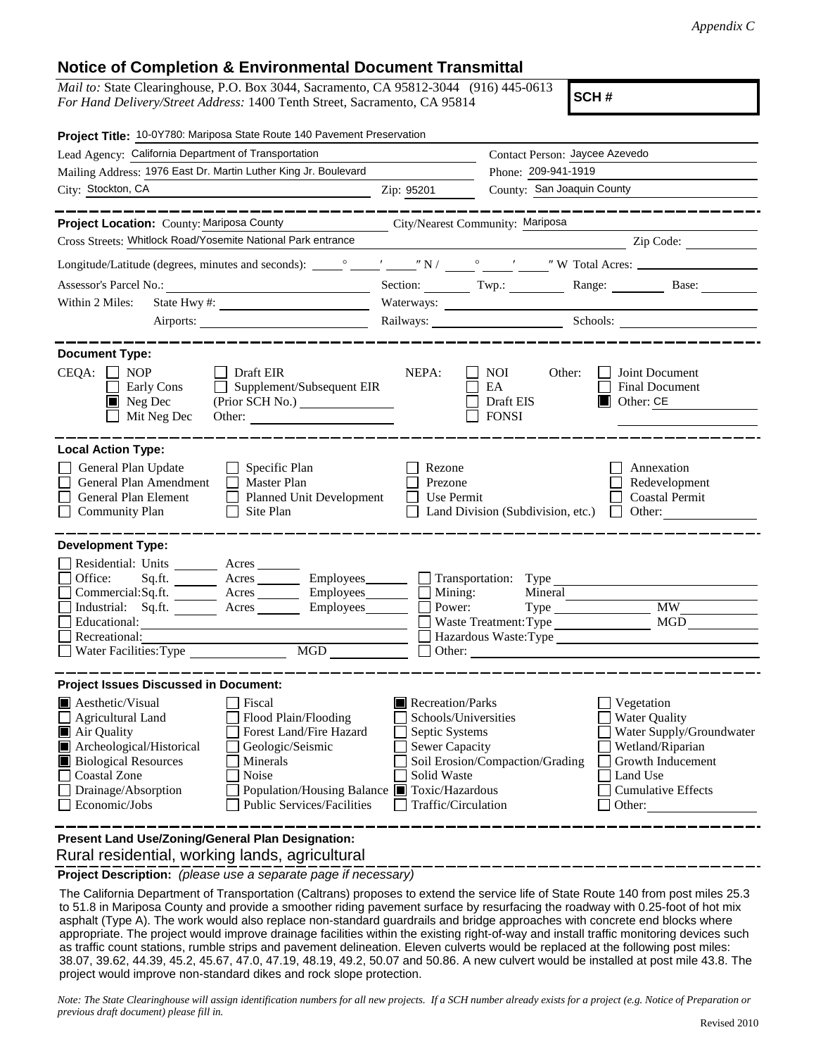*Appendix C*

## Notice of Completion & Environmental Document Transmittal

*Mail to:* State Clearinghouse, P.O. Box 3044, Sacramento, CA 95812-3044 (916) 445-0613
*For Hand Delivery/Street Address:* 1400 Tenth Street, Sacramento, CA 95814

**SCH #**

**Project Title:** 10-0Y780: Mariposa State Route 140 Pavement Preservation

Lead Agency: California Department of Transportation
Contact Person: Jaycee Azevedo

Mailing Address: 1976 East Dr. Martin Luther King Jr. Boulevard
Phone: 209-941-1919

City: Stockton, CA
Zip: 95201
County: San Joaquin County

---

**Project Location:** County: Mariposa County
City/Nearest Community: Mariposa

Cross Streets: Whitlock Road/Yosemite National Park entrance
Zip Code:

Longitude/Latitude (degrees, minutes and seconds): \_\_\_° \_\_\_′ \_\_\_″ N / \_\_\_° \_\_\_′ \_\_\_″ W Total Acres:

Assessor's Parcel No.:
Section: Twp.: Range: Base:

Within 2 Miles: State Hwy #:
Waterways:

Airports:
Railways:
Schools:

---

**Document Type:**

CEQA: ☐ NOP ☐ Draft EIR ☐ Early Cons ☐ Supplement/Subsequent EIR ☒ Neg Dec (Prior SCH No.) ☐ Mit Neg Dec Other:

NEPA: ☐ NOI ☐ EA ☐ Draft EIS ☐ FONSI

Other: ☐ Joint Document ☐ Final Document ☒ Other: CE

---

**Local Action Type:**

☐ General Plan Update ☐ Specific Plan ☐ Rezone ☐ Annexation
☐ General Plan Amendment ☐ Master Plan ☐ Prezone ☐ Redevelopment
☐ General Plan Element ☐ Planned Unit Development ☐ Use Permit ☐ Coastal Permit
☐ Community Plan ☐ Site Plan ☐ Land Division (Subdivision, etc.) ☐ Other:

---

**Development Type:**

☐ Residential: Units \_\_\_ Acres \_\_\_
☐ Office: Sq.ft. \_\_\_ Acres \_\_\_ Employees \_\_\_
☐ Commercial: Sq.ft. \_\_\_ Acres \_\_\_ Employees \_\_\_
☐ Industrial: Sq.ft. \_\_\_ Acres \_\_\_ Employees \_\_\_
☐ Educational:
☐ Recreational:
☐ Water Facilities: Type \_\_\_ MGD \_\_\_
☐ Transportation: Type
☐ Mining: Mineral
☐ Power: Type \_\_\_ MW \_\_\_
☐ Waste Treatment: Type \_\_\_ MGD \_\_\_
☐ Hazardous Waste: Type
☐ Other:

---

**Project Issues Discussed in Document:**

☒ Aesthetic/Visual ☐ Fiscal ☒ Recreation/Parks ☐ Vegetation
☐ Agricultural Land ☐ Flood Plain/Flooding ☐ Schools/Universities ☐ Water Quality
☒ Air Quality ☐ Forest Land/Fire Hazard ☐ Septic Systems ☐ Water Supply/Groundwater
☒ Archeological/Historical ☐ Geologic/Seismic ☐ Sewer Capacity ☐ Wetland/Riparian
☒ Biological Resources ☐ Minerals ☐ Soil Erosion/Compaction/Grading ☐ Growth Inducement
☐ Coastal Zone ☐ Noise ☐ Solid Waste ☐ Land Use
☐ Drainage/Absorption ☐ Population/Housing Balance ☒ Toxic/Hazardous ☐ Cumulative Effects
☐ Economic/Jobs ☐ Public Services/Facilities ☐ Traffic/Circulation ☐ Other:

---

**Present Land Use/Zoning/General Plan Designation:**

Rural residential, working lands, agricultural

**Project Description:** *(please use a separate page if necessary)*

The California Department of Transportation (Caltrans) proposes to extend the service life of State Route 140 from post miles 25.3 to 51.8 in Mariposa County and provide a smoother riding pavement surface by resurfacing the roadway with 0.25-foot of hot mix asphalt (Type A). The work would also replace non-standard guardrails and bridge approaches with concrete end blocks where appropriate. The project would improve drainage facilities within the existing right-of-way and install traffic monitoring devices such as traffic count stations, rumble strips and pavement delineation. Eleven culverts would be replaced at the following post miles: 38.07, 39.62, 44.39, 45.2, 45.67, 47.0, 47.19, 48.19, 49.2, 50.07 and 50.86. A new culvert would be installed at post mile 43.8. The project would improve non-standard dikes and rock slope protection.

*Note: The State Clearinghouse will assign identification numbers for all new projects. If a SCH number already exists for a project (e.g. Notice of Preparation or previous draft document) please fill in.*

Revised 2010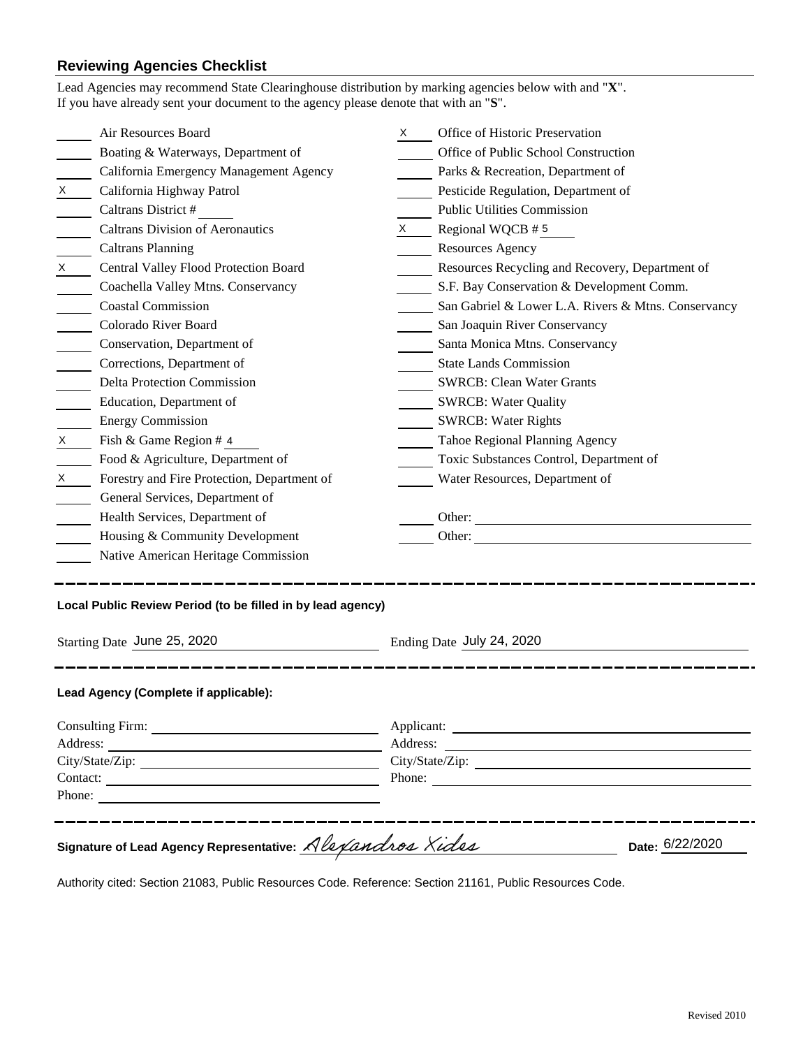## Reviewing Agencies Checklist

Lead Agencies may recommend State Clearinghouse distribution by marking agencies below with and "**X**".
If you have already sent your document to the agency please denote that with an "**S**".

| | | | |
|---|---|---|---|
| | Air Resources Board | X | Office of Historic Preservation |
| | Boating & Waterways, Department of | | Office of Public School Construction |
| | California Emergency Management Agency | | Parks & Recreation, Department of |
| X | California Highway Patrol | | Pesticide Regulation, Department of |
| | Caltrans District # | | Public Utilities Commission |
| | Caltrans Division of Aeronautics | X | Regional WQCB # 5 |
| | Caltrans Planning | | Resources Agency |
| X | Central Valley Flood Protection Board | | Resources Recycling and Recovery, Department of |
| | Coachella Valley Mtns. Conservancy | | S.F. Bay Conservation & Development Comm. |
| | Coastal Commission | | San Gabriel & Lower L.A. Rivers & Mtns. Conservancy |
| | Colorado River Board | | San Joaquin River Conservancy |
| | Conservation, Department of | | Santa Monica Mtns. Conservancy |
| | Corrections, Department of | | State Lands Commission |
| | Delta Protection Commission | | SWRCB: Clean Water Grants |
| | Education, Department of | | SWRCB: Water Quality |
| | Energy Commission | | SWRCB: Water Rights |
| X | Fish & Game Region # 4 | | Tahoe Regional Planning Agency |
| | Food & Agriculture, Department of | | Toxic Substances Control, Department of |
| X | Forestry and Fire Protection, Department of | | Water Resources, Department of |
| | General Services, Department of | | |
| | Health Services, Department of | | Other: |
| | Housing & Community Development | | Other: |
| | Native American Heritage Commission | | |

**Local Public Review Period (to be filled in by lead agency)**

Starting Date June 25, 2020 Ending Date July 24, 2020

**Lead Agency (Complete if applicable):**

Consulting Firm:
Address:
City/State/Zip:
Contact:
Phone:

Applicant:
Address:
City/State/Zip:
Phone:

**Signature of Lead Agency Representative:** *Alexandros Xides* **Date:** 6/22/2020

Authority cited: Section 21083, Public Resources Code. Reference: Section 21161, Public Resources Code.

Revised 2010